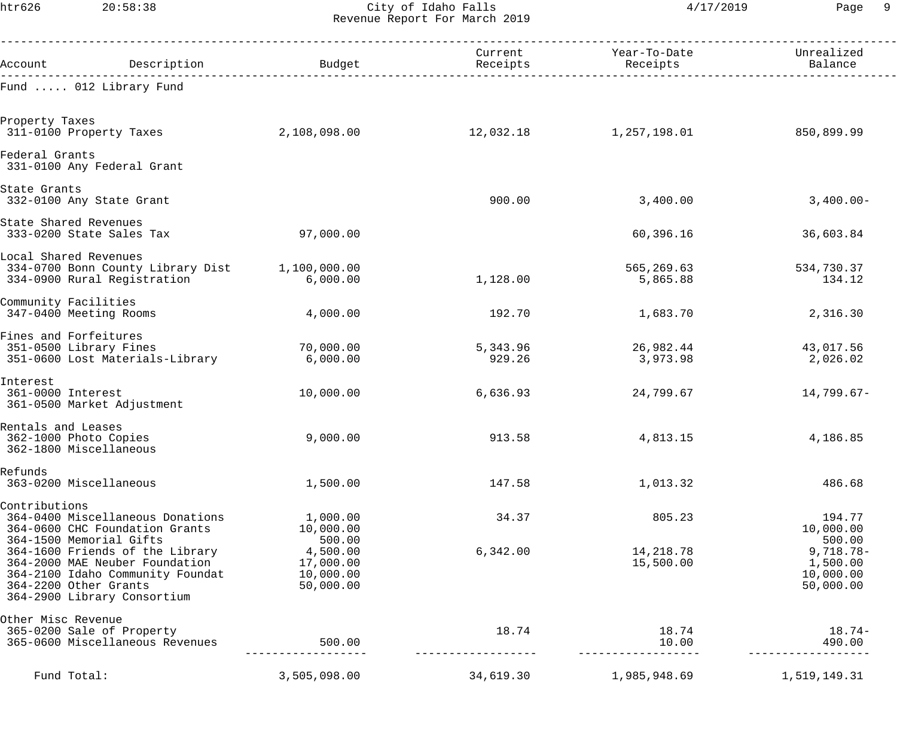# City of Idaho Falls

## Revenue Report For March 2019

| Account | Description | Budget | Current Receipts | Year-To-Date Receipts | Unrealized Balance |
|---|---|---|---|---|---|
| **Fund ..... 012 Library Fund** | | | | | |
| **Property Taxes** | | | | | |
| 311-0100 | Property Taxes | 2,108,098.00 | 12,032.18 | 1,257,198.01 | 850,899.99 |
| **Federal Grants** | | | | | |
| 331-0100 | Any Federal Grant | | | | |
| **State Grants** | | | | | |
| 332-0100 | Any State Grant | | 900.00 | 3,400.00 | 3,400.00- |
| **State Shared Revenues** | | | | | |
| 333-0200 | State Sales Tax | 97,000.00 | | 60,396.16 | 36,603.84 |
| **Local Shared Revenues** | | | | | |
| 334-0700 | Bonn County Library Dist | 1,100,000.00 | | 565,269.63 | 534,730.37 |
| 334-0900 | Rural Registration | 6,000.00 | 1,128.00 | 5,865.88 | 134.12 |
| **Community Facilities** | | | | | |
| 347-0400 | Meeting Rooms | 4,000.00 | 192.70 | 1,683.70 | 2,316.30 |
| **Fines and Forfeitures** | | | | | |
| 351-0500 | Library Fines | 70,000.00 | 5,343.96 | 26,982.44 | 43,017.56 |
| 351-0600 | Lost Materials-Library | 6,000.00 | 929.26 | 3,973.98 | 2,026.02 |
| **Interest** | | | | | |
| 361-0000 | Interest | 10,000.00 | 6,636.93 | 24,799.67 | 14,799.67- |
| 361-0500 | Market Adjustment | | | | |
| **Rentals and Leases** | | | | | |
| 362-1000 | Photo Copies | 9,000.00 | 913.58 | 4,813.15 | 4,186.85 |
| 362-1800 | Miscellaneous | | | | |
| **Refunds** | | | | | |
| 363-0200 | Miscellaneous | 1,500.00 | 147.58 | 1,013.32 | 486.68 |
| **Contributions** | | | | | |
| 364-0400 | Miscellaneous Donations | 1,000.00 | 34.37 | 805.23 | 194.77 |
| 364-0600 | CHC Foundation Grants | 10,000.00 | | | 10,000.00 |
| 364-1500 | Memorial Gifts | 500.00 | | | 500.00 |
| 364-1600 | Friends of the Library | 4,500.00 | 6,342.00 | 14,218.78 | 9,718.78- |
| 364-2000 | MAE Neuber Foundation | 17,000.00 | | 15,500.00 | 1,500.00 |
| 364-2100 | Idaho Community Foundat | 10,000.00 | | | 10,000.00 |
| 364-2200 | Other Grants | 50,000.00 | | | 50,000.00 |
| 364-2900 | Library Consortium | | | | |
| **Other Misc Revenue** | | | | | |
| 365-0200 | Sale of Property | | 18.74 | 18.74 | 18.74- |
| 365-0600 | Miscellaneous Revenues | 500.00 | | 10.00 | 490.00 |
| **Fund Total:** | | 3,505,098.00 | 34,619.30 | 1,985,948.69 | 1,519,149.31 |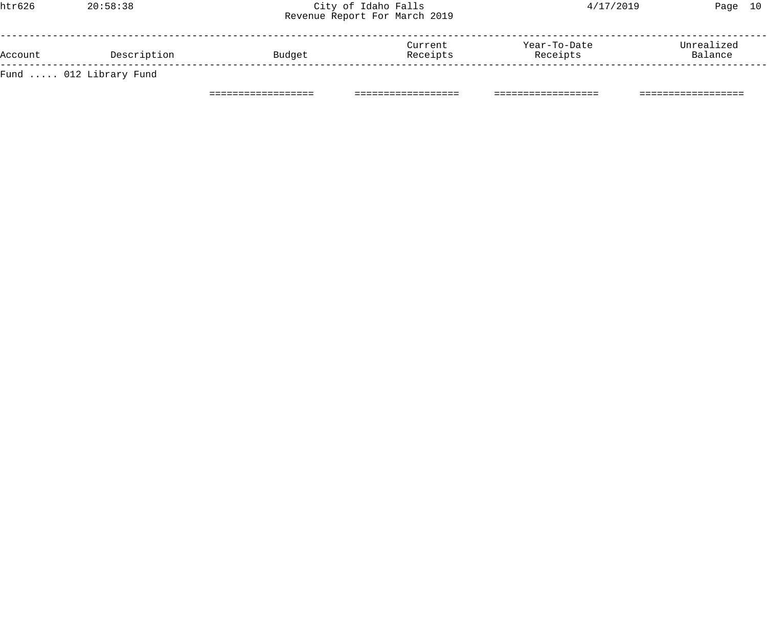| Account | Description | Budget | Current Receipts | Year-To-Date Receipts | Unrealized Balance |
|---|---|---|---|---|---|
| Fund ..... 012 Library Fund | | | | | |
| | | ================== | ================== | ================== | ================== |